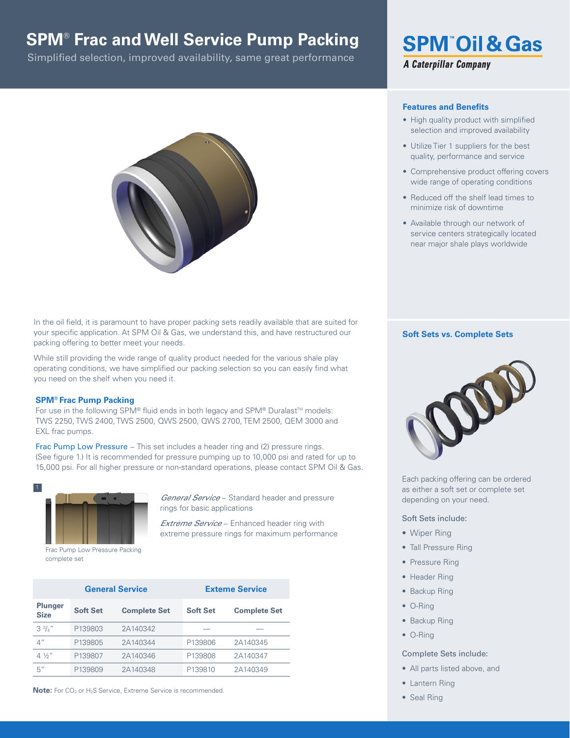# SPM® Frac and Well Service Pump Packing

Simplified selection, improved availability, same great performance

SPM™ Oil & Gas
A Caterpillar Company

### Features and Benefits

- High quality product with simplified selection and improved availability
- Utilize Tier 1 suppliers for the best quality, performance and service
- Comprehensive product offering covers wide range of operating conditions
- Reduced off the shelf lead times to minimize risk of downtime
- Available through our network of service centers strategically located near major shale plays worldwide

In the oil field, it is paramount to have proper packing sets readily available that are suited for your specific application. At SPM Oil & Gas, we understand this, and have restructured our packing offering to better meet your needs.

While still providing the wide range of quality product needed for the various shale play operating conditions, we have simplified our packing selection so you can easily find what you need on the shelf when you need it.

### SPM® Frac Pump Packing

For use in the following SPM® fluid ends in both legacy and SPM® Duralast™ models: TWS 2250, TWS 2400, TWS 2500, QWS 2500, QWS 2700, TEM 2500, QEM 3000 and EXL frac pumps.

Frac Pump Low Pressure – This set includes a header ring and (2) pressure rings. (See figure 1.) It is recommended for pressure pumping up to 10,000 psi and rated for up to 15,000 psi. For all higher pressure or non-standard operations, please contact SPM Oil & Gas.

1

Frac Pump Low Pressure Packing complete set

*General Service* – Standard header and pressure rings for basic applications

*Extreme Service* – Enhanced header ring with extreme pressure rings for maximum performance

| | General Service | | Exteme Service | |
|---|---|---|---|---|
| **Plunger Size** | **Soft Set** | **Complete Set** | **Soft Set** | **Complete Set** |
| 3 ¾″ | P139803 | 2A140342 | — | — |
| 4″ | P139805 | 2A140344 | P139806 | 2A140345 |
| 4 ½″ | P139807 | 2A140346 | P139808 | 2A140347 |
| 5″ | P139809 | 2A140348 | P139810 | 2A140349 |

**Note:** For $CO_2$ or $H_2S$ Service, Extreme Service is recommended.

### Soft Sets vs. Complete Sets

Each packing offering can be ordered as either a soft set or complete set depending on your need.

Soft Sets include:

- Wiper Ring
- Tall Pressure Ring
- Pressure Ring
- Header Ring
- Backup Ring
- O-Ring
- Backup Ring
- O-Ring

Complete Sets include:

- All parts listed above, and
- Lantern Ring
- Seal Ring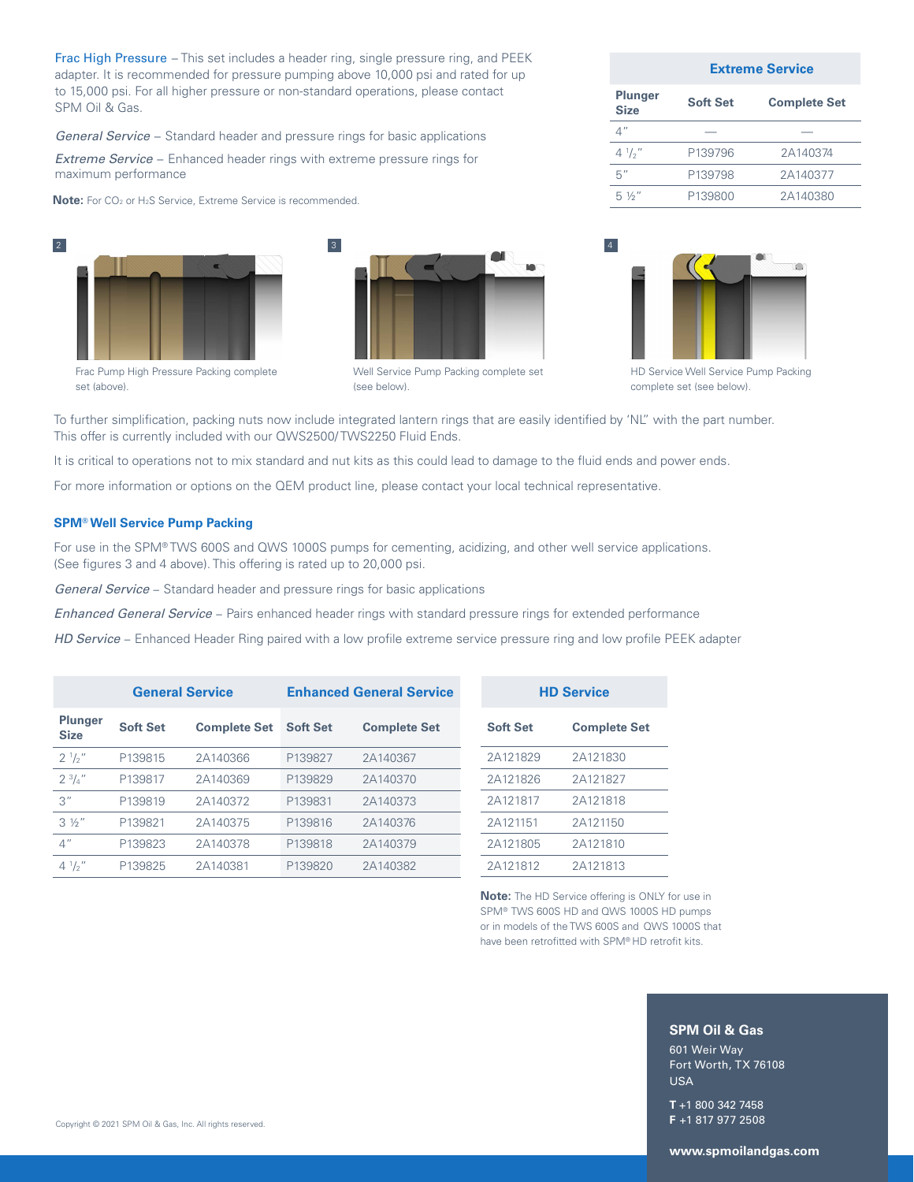Frac High Pressure – This set includes a header ring, single pressure ring, and PEEK adapter. It is recommended for pressure pumping above 10,000 psi and rated for up to 15,000 psi. For all higher pressure or non-standard operations, please contact SPM Oil & Gas.

*General Service* – Standard header and pressure rings for basic applications

*Extreme Service* – Enhanced header rings with extreme pressure rings for maximum performance

**Note:** For $CO_2$ or $H_2S$ Service, Extreme Service is recommended.

| | Extreme Service | |
|---|---|---|
| Plunger Size | Soft Set | Complete Set |
| 4" | — | — |
| 4 1/2" | P139796 | 2A140374 |
| 5" | P139798 | 2A140377 |
| 5 ½" | P139800 | 2A140380 |

2

Frac Pump High Pressure Packing complete set (above).

3

Well Service Pump Packing complete set (see below).

4

HD Service Well Service Pump Packing complete set (see below).

To further simplification, packing nuts now include integrated lantern rings that are easily identified by 'NL' with the part number. This offer is currently included with our QWS2500/TWS2250 Fluid Ends.

It is critical to operations not to mix standard and nut kits as this could lead to damage to the fluid ends and power ends.

For more information or options on the QEM product line, please contact your local technical representative.

### SPM® Well Service Pump Packing

For use in the SPM® TWS 600S and QWS 1000S pumps for cementing, acidizing, and other well service applications. (See figures 3 and 4 above). This offering is rated up to 20,000 psi.

*General Service* – Standard header and pressure rings for basic applications

*Enhanced General Service* – Pairs enhanced header rings with standard pressure rings for extended performance

*HD Service* – Enhanced Header Ring paired with a low profile extreme service pressure ring and low profile PEEK adapter

| | General Service | | Enhanced General Service | | HD Service | |
|---|---|---|---|---|---|---|
| Plunger Size | Soft Set | Complete Set | Soft Set | Complete Set | Soft Set | Complete Set |
| 2 1/2" | P139815 | 2A140366 | P139827 | 2A140367 | 2A121829 | 2A121830 |
| 2 3/4" | P139817 | 2A140369 | P139829 | 2A140370 | 2A121826 | 2A121827 |
| 3" | P139819 | 2A140372 | P139831 | 2A140373 | 2A121817 | 2A121818 |
| 3 ½" | P139821 | 2A140375 | P139816 | 2A140376 | 2A121151 | 2A121150 |
| 4" | P139823 | 2A140378 | P139818 | 2A140379 | 2A121805 | 2A121810 |
| 4 1/2" | P139825 | 2A140381 | P139820 | 2A140382 | 2A121812 | 2A121813 |

**Note:** The HD Service offering is ONLY for use in SPM® TWS 600S HD and QWS 1000S HD pumps or in models of the TWS 600S and QWS 1000S that have been retrofitted with SPM® HD retrofit kits.

**SPM Oil & Gas**
601 Weir Way
Fort Worth, TX 76108
USA

**T** +1 800 342 7458
**F** +1 817 977 2508

**www.spmoilandgas.com**

Copyright © 2021 SPM Oil & Gas, Inc. All rights reserved.